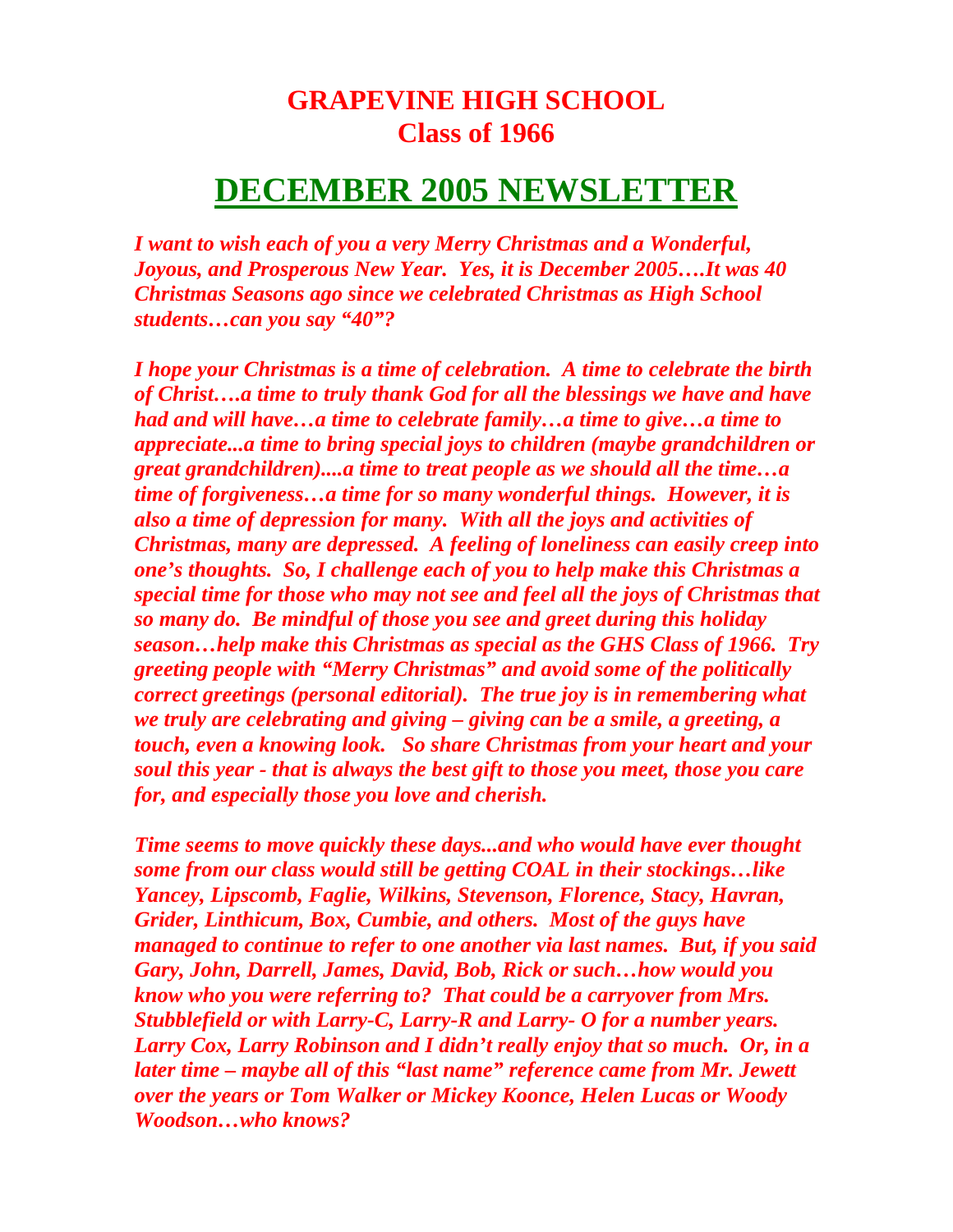# GRAPEVINE HIGH SCHOOL
# Class of 1966

## DECEMBER 2005 NEWSLETTER

***I want to wish each of you a very Merry Christmas and a Wonderful, Joyous, and Prosperous New Year. Yes, it is December 2005….It was 40 Christmas Seasons ago since we celebrated Christmas as High School students…can you say "40"?***

***I hope your Christmas is a time of celebration. A time to celebrate the birth of Christ….a time to truly thank God for all the blessings we have and have had and will have…a time to celebrate family…a time to give…a time to appreciate...a time to bring special joys to children (maybe grandchildren or great grandchildren)....a time to treat people as we should all the time…a time of forgiveness…a time for so many wonderful things. However, it is also a time of depression for many. With all the joys and activities of Christmas, many are depressed. A feeling of loneliness can easily creep into one's thoughts. So, I challenge each of you to help make this Christmas a special time for those who may not see and feel all the joys of Christmas that so many do. Be mindful of those you see and greet during this holiday season…help make this Christmas as special as the GHS Class of 1966. Try greeting people with "Merry Christmas" and avoid some of the politically correct greetings (personal editorial). The true joy is in remembering what we truly are celebrating and giving – giving can be a smile, a greeting, a touch, even a knowing look. So share Christmas from your heart and your soul this year - that is always the best gift to those you meet, those you care for, and especially those you love and cherish.***

***Time seems to move quickly these days...and who would have ever thought some from our class would still be getting COAL in their stockings…like Yancey, Lipscomb, Faglie, Wilkins, Stevenson, Florence, Stacy, Havran, Grider, Linthicum, Box, Cumbie, and others. Most of the guys have managed to continue to refer to one another via last names. But, if you said Gary, John, Darrell, James, David, Bob, Rick or such…how would you know who you were referring to? That could be a carryover from Mrs. Stubblefield or with Larry-C, Larry-R and Larry- O for a number years. Larry Cox, Larry Robinson and I didn't really enjoy that so much. Or, in a later time – maybe all of this "last name" reference came from Mr. Jewett over the years or Tom Walker or Mickey Koonce, Helen Lucas or Woody Woodson…who knows?***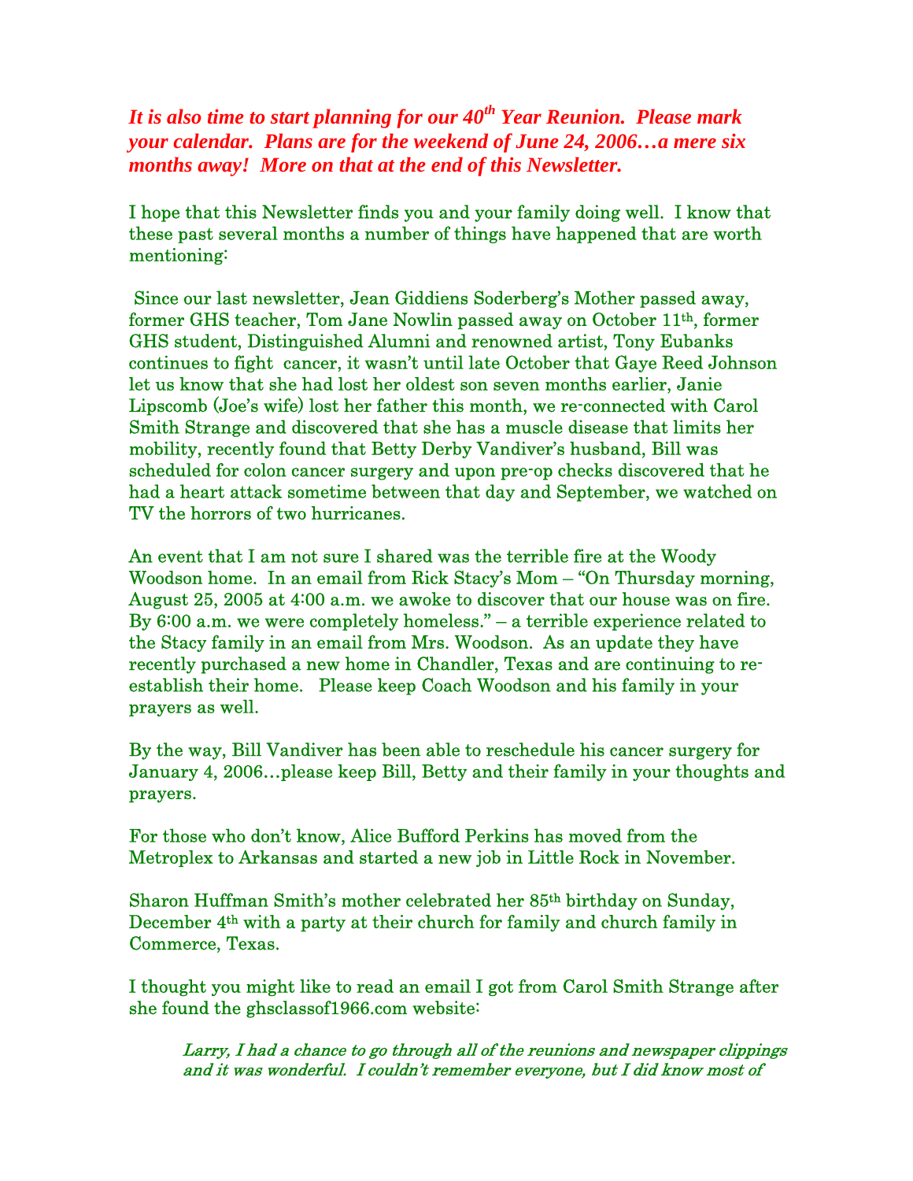***It is also time to start planning for our 40th Year Reunion. Please mark your calendar. Plans are for the weekend of June 24, 2006…a mere six months away! More on that at the end of this Newsletter.***

I hope that this Newsletter finds you and your family doing well. I know that these past several months a number of things have happened that are worth mentioning:

Since our last newsletter, Jean Giddiens Soderberg's Mother passed away, former GHS teacher, Tom Jane Nowlin passed away on October 11th, former GHS student, Distinguished Alumni and renowned artist, Tony Eubanks continues to fight cancer, it wasn't until late October that Gaye Reed Johnson let us know that she had lost her oldest son seven months earlier, Janie Lipscomb (Joe's wife) lost her father this month, we re-connected with Carol Smith Strange and discovered that she has a muscle disease that limits her mobility, recently found that Betty Derby Vandiver's husband, Bill was scheduled for colon cancer surgery and upon pre-op checks discovered that he had a heart attack sometime between that day and September, we watched on TV the horrors of two hurricanes.

An event that I am not sure I shared was the terrible fire at the Woody Woodson home. In an email from Rick Stacy's Mom – "On Thursday morning, August 25, 2005 at 4:00 a.m. we awoke to discover that our house was on fire. By 6:00 a.m. we were completely homeless." – a terrible experience related to the Stacy family in an email from Mrs. Woodson. As an update they have recently purchased a new home in Chandler, Texas and are continuing to re-establish their home. Please keep Coach Woodson and his family in your prayers as well.

By the way, Bill Vandiver has been able to reschedule his cancer surgery for January 4, 2006…please keep Bill, Betty and their family in your thoughts and prayers.

For those who don't know, Alice Bufford Perkins has moved from the Metroplex to Arkansas and started a new job in Little Rock in November.

Sharon Huffman Smith's mother celebrated her 85th birthday on Sunday, December 4th with a party at their church for family and church family in Commerce, Texas.

I thought you might like to read an email I got from Carol Smith Strange after she found the ghsclassof1966.com website:

> *Larry, I had a chance to go through all of the reunions and newspaper clippings and it was wonderful. I couldn't remember everyone, but I did know most of*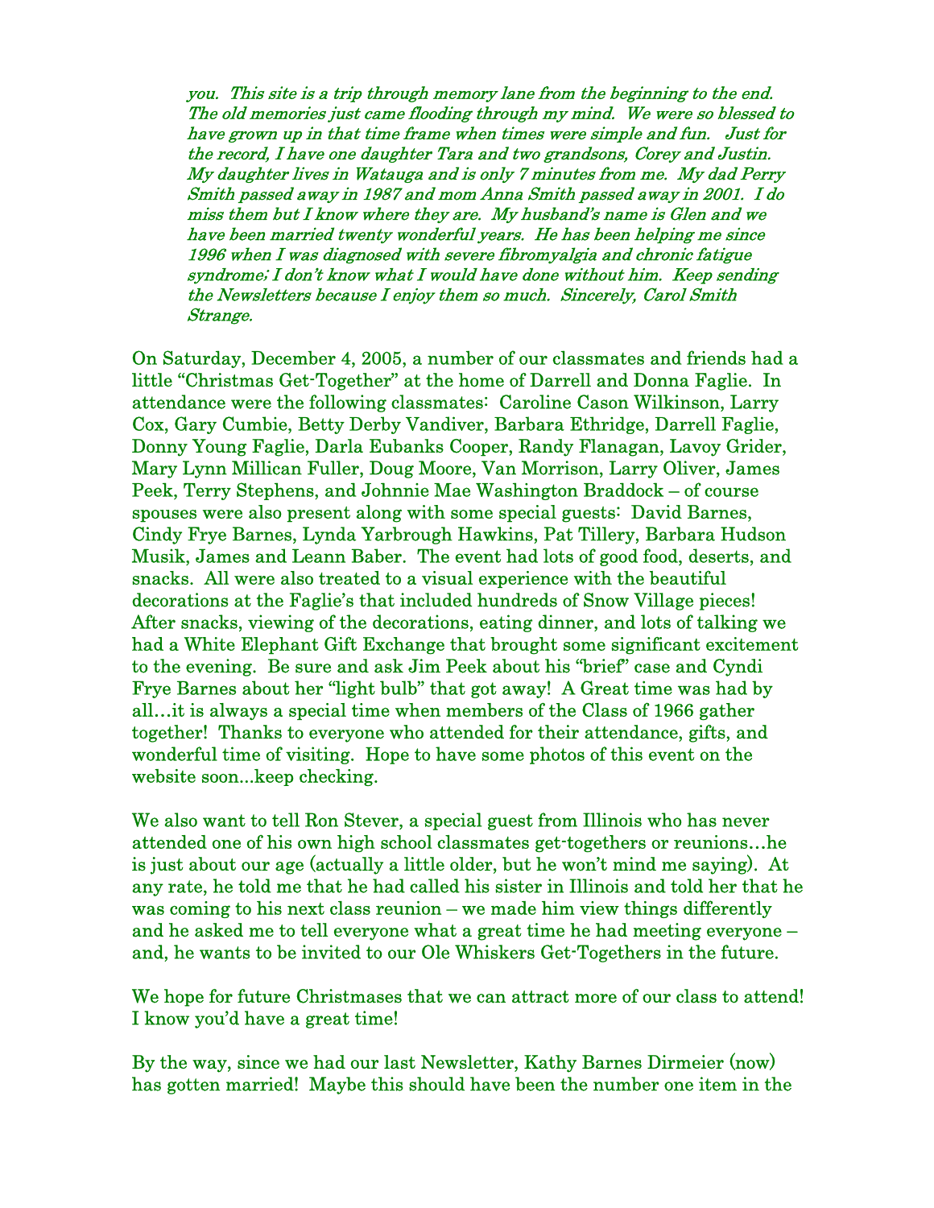*you. This site is a trip through memory lane from the beginning to the end. The old memories just came flooding through my mind. We were so blessed to have grown up in that time frame when times were simple and fun. Just for the record, I have one daughter Tara and two grandsons, Corey and Justin. My daughter lives in Watauga and is only 7 minutes from me. My dad Perry Smith passed away in 1987 and mom Anna Smith passed away in 2001. I do miss them but I know where they are. My husband's name is Glen and we have been married twenty wonderful years. He has been helping me since 1996 when I was diagnosed with severe fibromyalgia and chronic fatigue syndrome; I don't know what I would have done without him. Keep sending the Newsletters because I enjoy them so much. Sincerely, Carol Smith Strange.*

On Saturday, December 4, 2005, a number of our classmates and friends had a little "Christmas Get-Together" at the home of Darrell and Donna Faglie. In attendance were the following classmates: Caroline Cason Wilkinson, Larry Cox, Gary Cumbie, Betty Derby Vandiver, Barbara Ethridge, Darrell Faglie, Donny Young Faglie, Darla Eubanks Cooper, Randy Flanagan, Lavoy Grider, Mary Lynn Millican Fuller, Doug Moore, Van Morrison, Larry Oliver, James Peek, Terry Stephens, and Johnnie Mae Washington Braddock – of course spouses were also present along with some special guests: David Barnes, Cindy Frye Barnes, Lynda Yarbrough Hawkins, Pat Tillery, Barbara Hudson Musik, James and Leann Baber. The event had lots of good food, deserts, and snacks. All were also treated to a visual experience with the beautiful decorations at the Faglie's that included hundreds of Snow Village pieces! After snacks, viewing of the decorations, eating dinner, and lots of talking we had a White Elephant Gift Exchange that brought some significant excitement to the evening. Be sure and ask Jim Peek about his "brief" case and Cyndi Frye Barnes about her "light bulb" that got away! A Great time was had by all…it is always a special time when members of the Class of 1966 gather together! Thanks to everyone who attended for their attendance, gifts, and wonderful time of visiting. Hope to have some photos of this event on the website soon...keep checking.

We also want to tell Ron Stever, a special guest from Illinois who has never attended one of his own high school classmates get-togethers or reunions…he is just about our age (actually a little older, but he won't mind me saying). At any rate, he told me that he had called his sister in Illinois and told her that he was coming to his next class reunion – we made him view things differently and he asked me to tell everyone what a great time he had meeting everyone – and, he wants to be invited to our Ole Whiskers Get-Togethers in the future.

We hope for future Christmases that we can attract more of our class to attend! I know you'd have a great time!

By the way, since we had our last Newsletter, Kathy Barnes Dirmeier (now) has gotten married! Maybe this should have been the number one item in the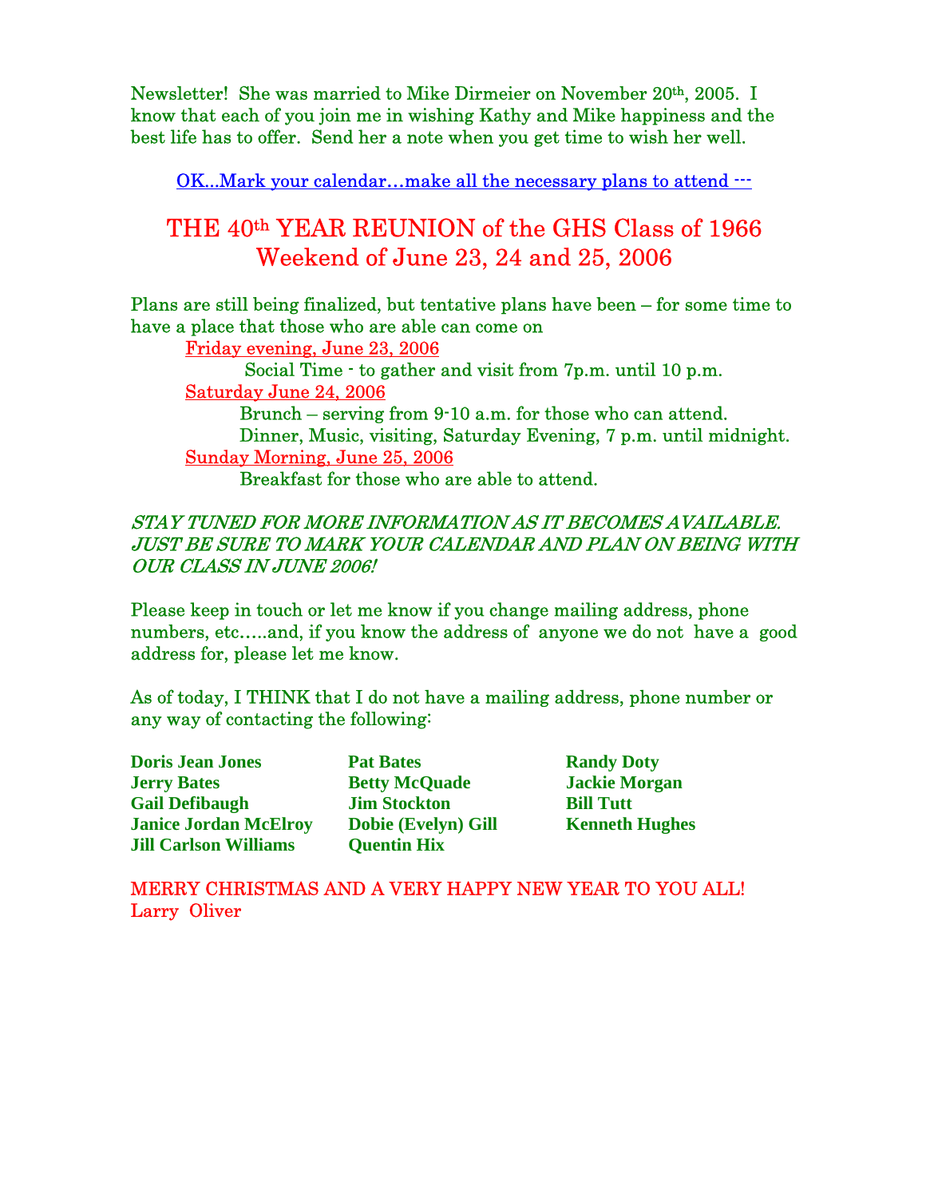Newsletter! She was married to Mike Dirmeier on November 20th, 2005. I know that each of you join me in wishing Kathy and Mike happiness and the best life has to offer. Send her a note when you get time to wish her well.

OK...Mark your calendar…make all the necessary plans to attend ---

# THE 40th YEAR REUNION of the GHS Class of 1966
## Weekend of June 23, 24 and 25, 2006

Plans are still being finalized, but tentative plans have been – for some time to have a place that those who are able can come on

Friday evening, June 23, 2006

Social Time - to gather and visit from 7p.m. until 10 p.m.

Saturday June 24, 2006

Brunch – serving from 9-10 a.m. for those who can attend.

Dinner, Music, visiting, Saturday Evening, 7 p.m. until midnight.

Sunday Morning, June 25, 2006

Breakfast for those who are able to attend.

*STAY TUNED FOR MORE INFORMATION AS IT BECOMES AVAILABLE. JUST BE SURE TO MARK YOUR CALENDAR AND PLAN ON BEING WITH OUR CLASS IN JUNE 2006!*

Please keep in touch or let me know if you change mailing address, phone numbers, etc…..and, if you know the address of anyone we do not have a good address for, please let me know.

As of today, I THINK that I do not have a mailing address, phone number or any way of contacting the following:

**Doris Jean Jones**
**Jerry Bates**
**Gail Defibaugh**
**Janice Jordan McElroy**
**Jill Carlson Williams**
**Pat Bates**
**Betty McQuade**
**Jim Stockton**
**Dobie (Evelyn) Gill**
**Quentin Hix**
**Randy Doty**
**Jackie Morgan**
**Bill Tutt**
**Kenneth Hughes**

MERRY CHRISTMAS AND A VERY HAPPY NEW YEAR TO YOU ALL!
Larry Oliver